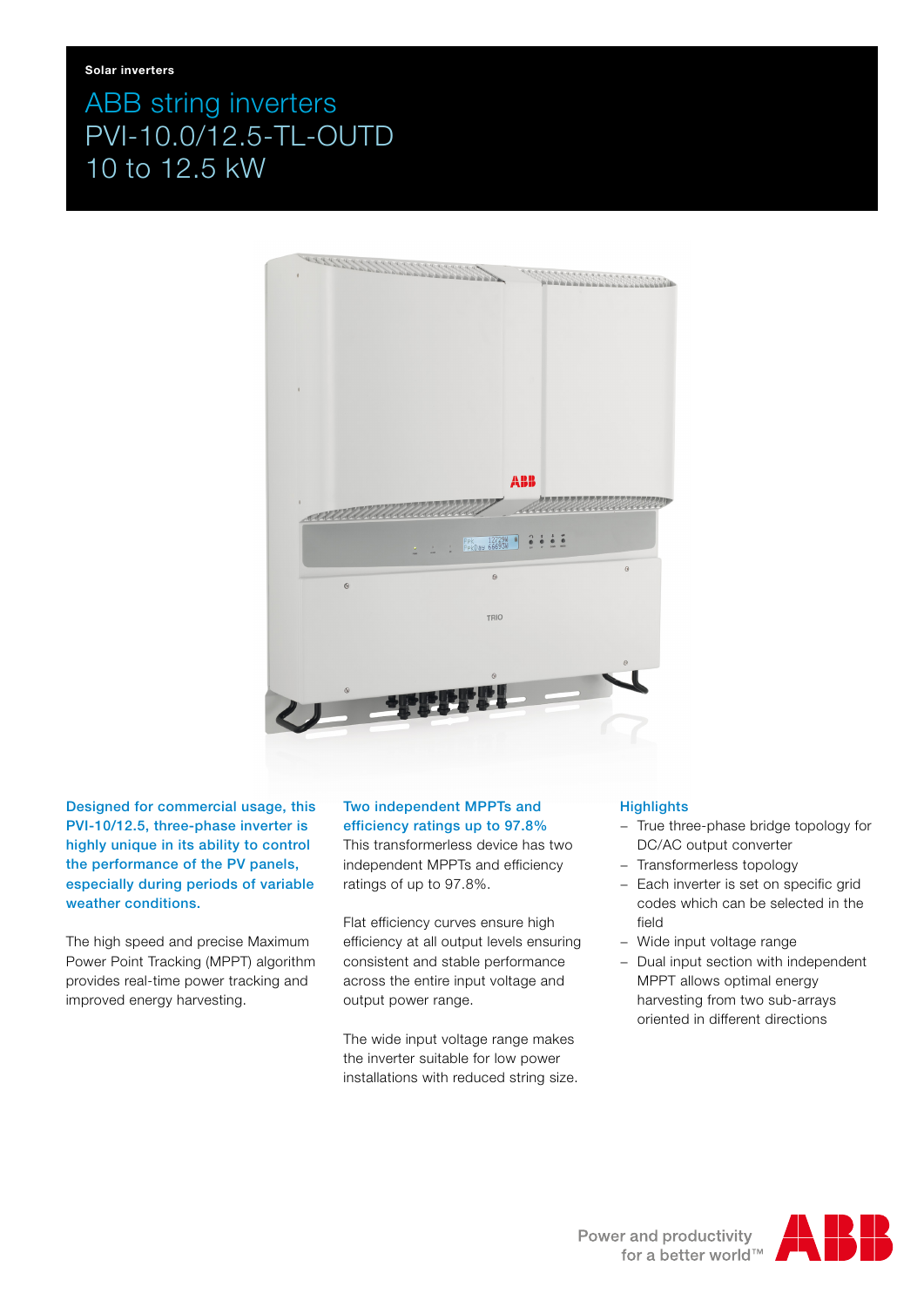Solar inverters

# ABB string inverters
# PVI-10.0/12.5-TL-OUTD
# 10 to 12.5 kW

**Designed for commercial usage, this PVI-10/12.5, three-phase inverter is highly unique in its ability to control the performance of the PV panels, especially during periods of variable weather conditions.**

The high speed and precise Maximum Power Point Tracking (MPPT) algorithm provides real-time power tracking and improved energy harvesting.

**Two independent MPPTs and efficiency ratings up to 97.8%**

This transformerless device has two independent MPPTs and efficiency ratings of up to 97.8%.

Flat efficiency curves ensure high efficiency at all output levels ensuring consistent and stable performance across the entire input voltage and output power range.

The wide input voltage range makes the inverter suitable for low power installations with reduced string size.

## Highlights

- True three-phase bridge topology for DC/AC output converter
- Transformerless topology
- Each inverter is set on specific grid codes which can be selected in the field
- Wide input voltage range
- Dual input section with independent MPPT allows optimal energy harvesting from two sub-arrays oriented in different directions

Power and productivity for a better world™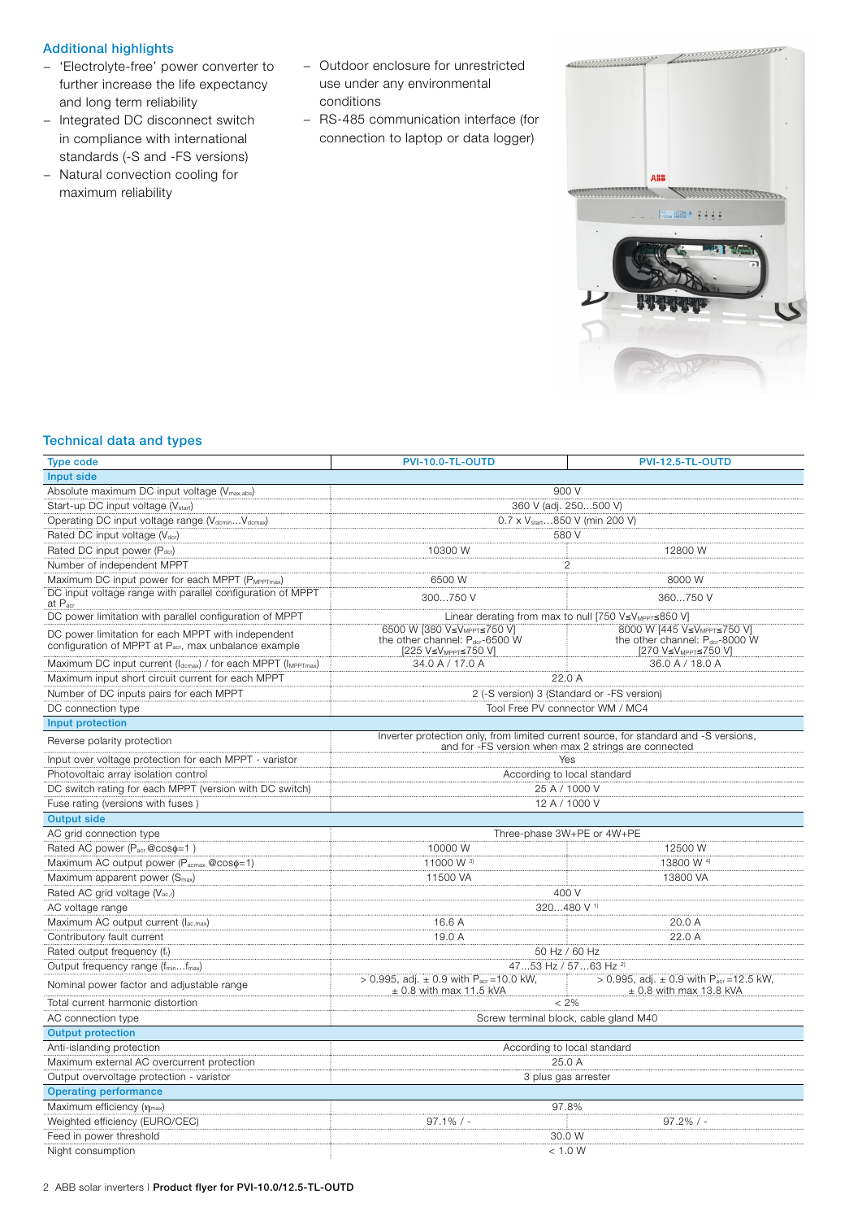## Additional highlights

- 'Electrolyte-free' power converter to further increase the life expectancy and long term reliability
- Integrated DC disconnect switch in compliance with international standards (-S and -FS versions)
- Natural convection cooling for maximum reliability
- Outdoor enclosure for unrestricted use under any environmental conditions
- RS-485 communication interface (for connection to laptop or data logger)

## Technical data and types

| Type code | PVI-10.0-TL-OUTD | PVI-12.5-TL-OUTD |
|---|---|---|
| **Input side** | | |
| Absolute maximum DC input voltage ($V_{max,abs}$) | 900 V | |
| Start-up DC input voltage ($V_{start}$) | 360 V (adj. 250...500 V) | |
| Operating DC input voltage range ($V_{dcmin}...V_{dcmax}$) | 0.7 x $V_{start}$...850 V (min 200 V) | |
| Rated DC input voltage ($V_{dcr}$) | 580 V | |
| Rated DC input power ($P_{dcr}$) | 10300 W | 12800 W |
| Number of independent MPPT | 2 | |
| Maximum DC input power for each MPPT ($P_{MPPTmax}$) | 6500 W | 8000 W |
| DC input voltage range with parallel configuration of MPPT at $P_{acr}$ | 300...750 V | 360...750 V |
| DC power limitation with parallel configuration of MPPT | Linear derating from max to null [750 V≤$V_{MPPT}$≤850 V] | |
| DC power limitation for each MPPT with independent configuration of MPPT at $P_{acr}$, max unbalance example | 6500 W [380 V≤$V_{MPPT}$≤750 V] the other channel: $P_{dcr}$-6500 W [225 V≤$V_{MPPT}$≤750 V] | 8000 W [445 V≤$V_{MPPT}$≤750 V] the other channel: $P_{dcr}$-8000 W [270 V≤$V_{MPPT}$≤750 V] |
| Maximum DC input current ($I_{dcmax}$) / for each MPPT ($I_{MPPTmax}$) | 34.0 A / 17.0 A | 36.0 A / 18.0 A |
| Maximum input short circuit current for each MPPT | 22.0 A | |
| Number of DC inputs pairs for each MPPT | 2 (-S version) 3 (Standard or -FS version) | |
| DC connection type | Tool Free PV connector WM / MC4 | |
| **Input protection** | | |
| Reverse polarity protection | Inverter protection only, from limited current source, for standard and -S versions, and for -FS version when max 2 strings are connected | |
| Input over voltage protection for each MPPT - varistor | Yes | |
| Photovoltaic array isolation control | According to local standard | |
| DC switch rating for each MPPT (version with DC switch) | 25 A / 1000 V | |
| Fuse rating (versions with fuses ) | 12 A / 1000 V | |
| **Output side** | | |
| AC grid connection type | Three-phase 3W+PE or 4W+PE | |
| Rated AC power ($P_{acr}$ @cosφ=1 ) | 10000 W | 12500 W |
| Maximum AC output power ($P_{acmax}$ @cosφ=1) | 11000 W [3] | 13800 W [4] |
| Maximum apparent power ($S_{max}$) | 11500 VA | 13800 VA |
| Rated AC grid voltage ($V_{ac,r}$) | 400 V | |
| AC voltage range | 320...480 V [1] | |
| Maximum AC output current ($I_{ac,max}$) | 16.6 A | 20.0 A |
| Contributory fault current | 19.0 A | 22.0 A |
| Rated output frequency ($f_r$) | 50 Hz / 60 Hz | |
| Output frequency range ($f_{min}...f_{max}$) | 47...53 Hz / 57...63 Hz [2] | |
| Nominal power factor and adjustable range | > 0.995, adj. ± 0.9 with $P_{acr}$=10.0 kW, ± 0.8 with max 11.5 kVA | > 0.995, adj. ± 0.9 with $P_{acr}$=12.5 kW, ± 0.8 with max 13.8 kVA |
| Total current harmonic distortion | < 2% | |
| AC connection type | Screw terminal block, cable gland M40 | |
| **Output protection** | | |
| Anti-islanding protection | According to local standard | |
| Maximum external AC overcurrent protection | 25.0 A | |
| Output overvoltage protection - varistor | 3 plus gas arrester | |
| **Operating performance** | | |
| Maximum efficiency ($\eta_{max}$) | 97.8% | |
| Weighted efficiency (EURO/CEC) | 97.1% / - | 97.2% / - |
| Feed in power threshold | 30.0 W | |
| Night consumption | < 1.0 W | |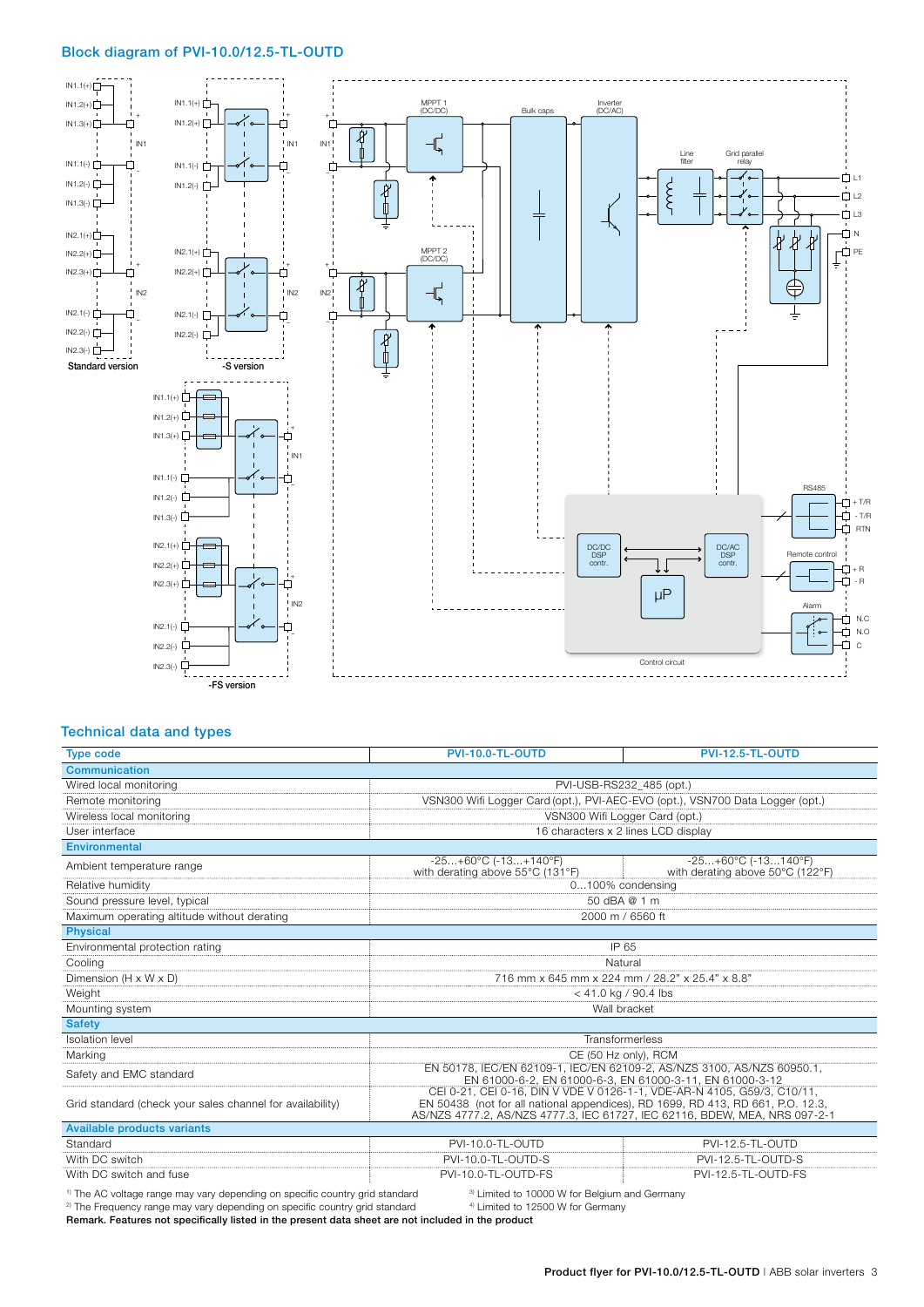## Block diagram of PVI-10.0/12.5-TL-OUTD

IN1.1(+) IN1.2(+) IN1.3(+) IN1 IN1.1(-) IN1.2(-) IN1.3(-) IN2.1(+) IN2.2(+) IN2.3(+) IN2 IN2.1(-) IN2.2(-) IN2.3(-)

Standard version

-S version

-FS version

MPPT 1 (DC/DC)

MPPT 2 (DC/DC)

Bulk caps

Inverter (DC/AC)

Line filter

Grid parallel relay

L1 L2 L3 N PE

RS485: + T/R, - T/R, RTN

Remote control: + R, - R

Alarm: N.C, N.O, C

DC/DC DSP contr.

DC/AC DSP contr.

µP

Control circuit

## Technical data and types

| Type code | PVI-10.0-TL-OUTD | PVI-12.5-TL-OUTD |
|---|---|---|
| **Communication** | | |
| Wired local monitoring | PVI-USB-RS232_485 (opt.) | |
| Remote monitoring | VSN300 Wifi Logger Card (opt.), PVI-AEC-EVO (opt.), VSN700 Data Logger (opt.) | |
| Wireless local monitoring | VSN300 Wifi Logger Card (opt.) | |
| User interface | 16 characters x 2 lines LCD display | |
| **Environmental** | | |
| Ambient temperature range | -25...+60°C (-13...+140°F) with derating above 55°C (131°F) | -25...+60°C (-13...140°F) with derating above 50°C (122°F) |
| Relative humidity | 0...100% condensing | |
| Sound pressure level, typical | 50 dBA @ 1 m | |
| Maximum operating altitude without derating | 2000 m / 6560 ft | |
| **Physical** | | |
| Environmental protection rating | IP 65 | |
| Cooling | Natural | |
| Dimension (H x W x D) | 716 mm x 645 mm x 224 mm / 28.2" x 25.4" x 8.8" | |
| Weight | < 41.0 kg / 90.4 lbs | |
| Mounting system | Wall bracket | |
| **Safety** | | |
| Isolation level | Transformerless | |
| Marking | CE (50 Hz only), RCM | |
| Safety and EMC standard | EN 50178, IEC/EN 62109-1, IEC/EN 62109-2, AS/NZS 3100, AS/NZS 60950.1, EN 61000-6-2, EN 61000-6-3, EN 61000-3-11, EN 61000-3-12 | |
| Grid standard (check your sales channel for availability) | CEI 0-21, CEI 0-16, DIN V VDE V 0126-1-1, VDE-AR-N 4105, G59/3, C10/11, EN 50438 (not for all national appendices), RD 1699, RD 413, RD 661, P.O. 12.3, AS/NZS 4777.2, AS/NZS 4777.3, IEC 61727, IEC 62116, BDEW, MEA, NRS 097-2-1 | |
| **Available products variants** | | |
| Standard | PVI-10.0-TL-OUTD | PVI-12.5-TL-OUTD |
| With DC switch | PVI-10.0-TL-OUTD-S | PVI-12.5-TL-OUTD-S |
| With DC switch and fuse | PVI-10.0-TL-OUTD-FS | PVI-12.5-TL-OUTD-FS |

[1] The AC voltage range may vary depending on specific country grid standard
[2] The Frequency range may vary depending on specific country grid standard
[3] Limited to 10000 W for Belgium and Germany
[4] Limited to 12500 W for Germany

**Remark. Features not specifically listed in the present data sheet are not included in the product**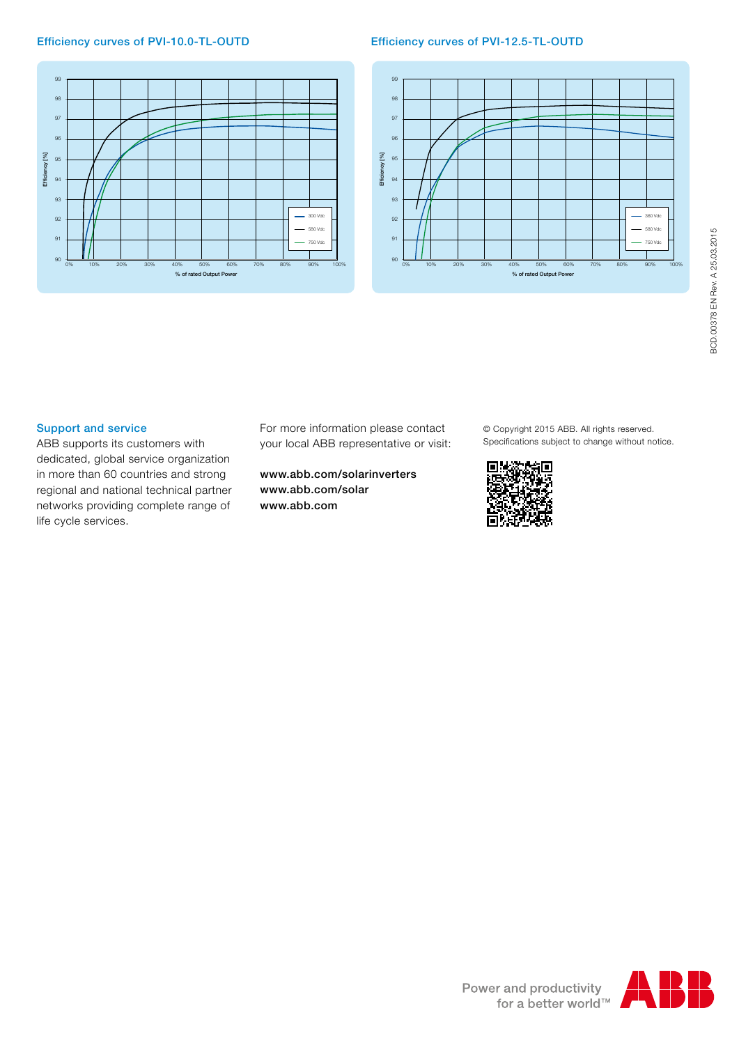### Efficiency curves of PVI-10.0-TL-OUTD

Efficiency [%]

99
98
97
96
95
94
93
92
91
90

0% 10% 20% 30% 40% 50% 60% 70% 80% 90% 100%

% of rated Output Power

300 Vdc
580 Vdc
750 Vdc

### Efficiency curves of PVI-12.5-TL-OUTD

Efficiency [%]

99
98
97
96
95
94
93
92
91
90

0% 10% 20% 30% 40% 50% 60% 70% 80% 90% 100%

% of rated Output Power

360 Vdc
580 Vdc
750 Vdc

BCD.00378 EN Rev. A 25.03.2015

### Support and service

ABB supports its customers with dedicated, global service organization in more than 60 countries and strong regional and national technical partner networks providing complete range of life cycle services.

For more information please contact your local ABB representative or visit:

**www.abb.com/solarinverters**
**www.abb.com/solar**
**www.abb.com**

© Copyright 2015 ABB. All rights reserved.
Specifications subject to change without notice.

Power and productivity
for a better world™